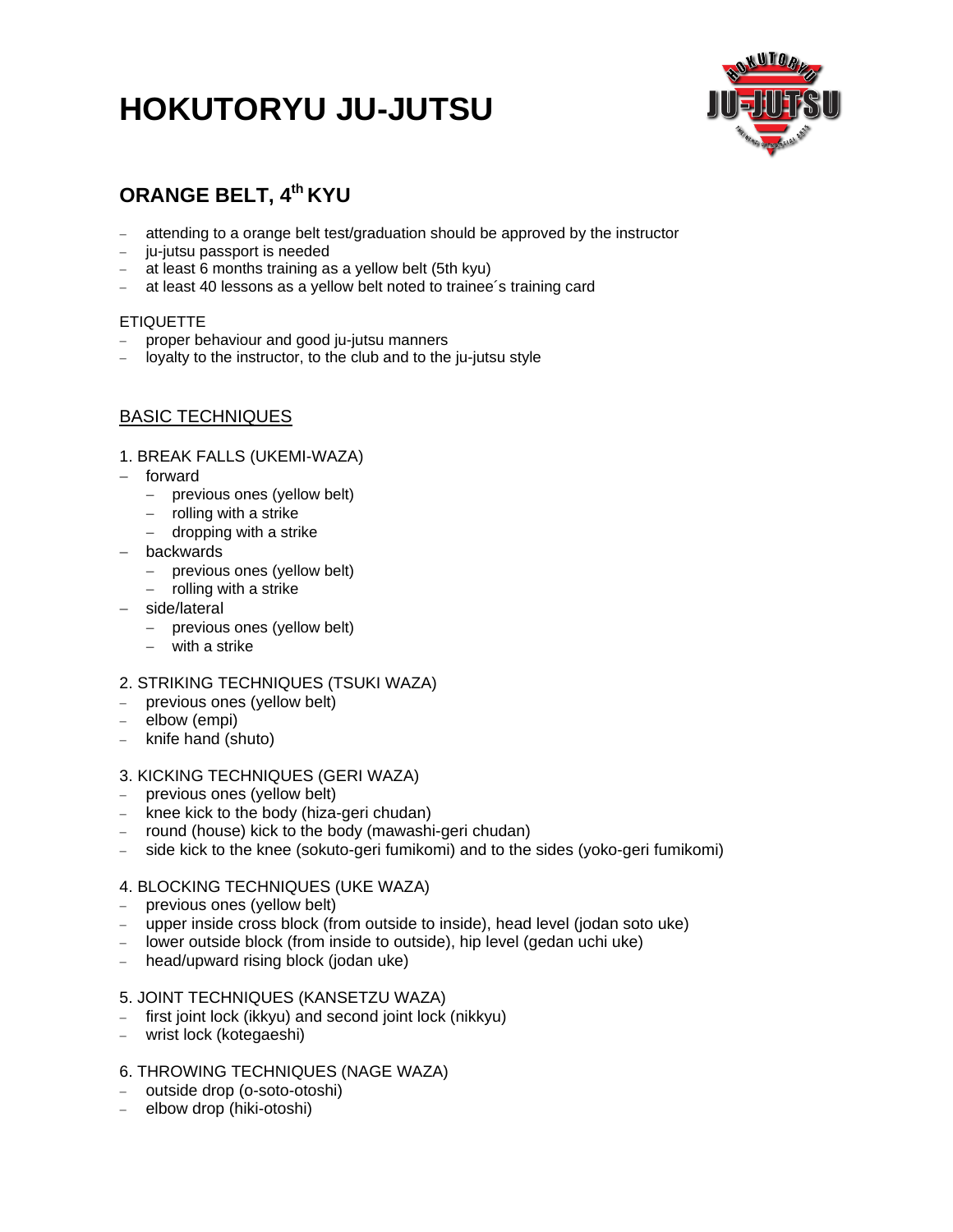# HOKUTORYU JU-JUTSU

## ORANGE BELT, 4th KYU

- attending to a orange belt test/graduation should be approved by the instructor
- ju-jutsu passport is needed
- at least 6 months training as a yellow belt (5th kyu)
- at least 40 lessons as a yellow belt noted to trainee´s training card

ETIQUETTE

- proper behaviour and good ju-jutsu manners
- loyalty to the instructor, to the club and to the ju-jutsu style

### BASIC TECHNIQUES

1. BREAK FALLS (UKEMI-WAZA)

- forward
  - previous ones (yellow belt)
  - rolling with a strike
  - dropping with a strike
- backwards
  - previous ones (yellow belt)
  - rolling with a strike
- side/lateral
  - previous ones (yellow belt)
  - with a strike

2. STRIKING TECHNIQUES (TSUKI WAZA)

- previous ones (yellow belt)
- elbow (empi)
- knife hand (shuto)

3. KICKING TECHNIQUES (GERI WAZA)

- previous ones (yellow belt)
- knee kick to the body (hiza-geri chudan)
- round (house) kick to the body (mawashi-geri chudan)
- side kick to the knee (sokuto-geri fumikomi) and to the sides (yoko-geri fumikomi)

4. BLOCKING TECHNIQUES (UKE WAZA)

- previous ones (yellow belt)
- upper inside cross block (from outside to inside), head level (jodan soto uke)
- lower outside block (from inside to outside), hip level (gedan uchi uke)
- head/upward rising block (jodan uke)

5. JOINT TECHNIQUES (KANSETZU WAZA)

- first joint lock (ikkyu) and second joint lock (nikkyu)
- wrist lock (kotegaeshi)

6. THROWING TECHNIQUES (NAGE WAZA)

- outside drop (o-soto-otoshi)
- elbow drop (hiki-otoshi)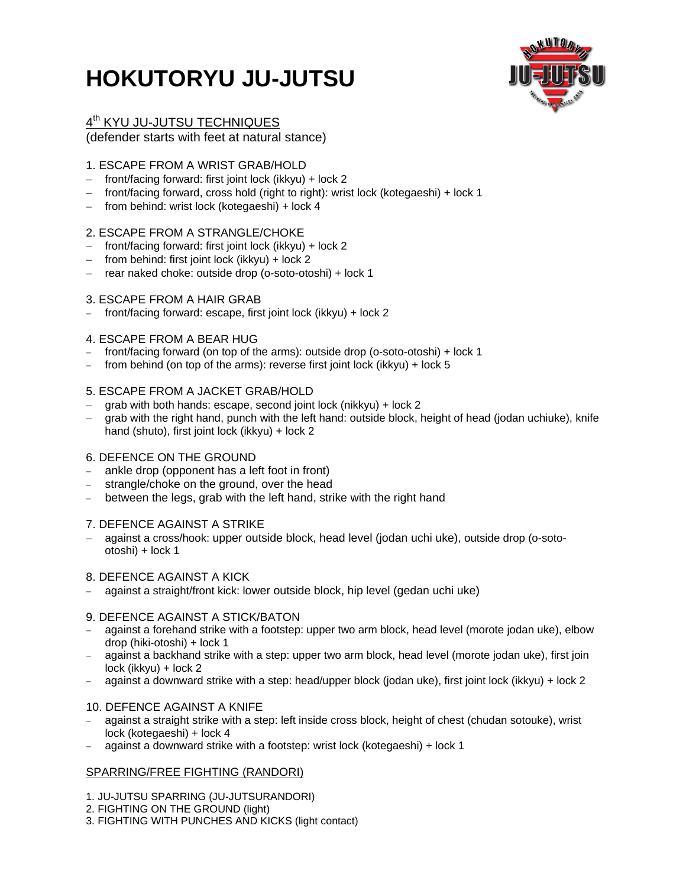# HOKUTORYU JU-JUTSU

4th KYU JU-JUTSU TECHNIQUES
(defender starts with feet at natural stance)

1. ESCAPE FROM A WRIST GRAB/HOLD
- front/facing forward: first joint lock (ikkyu) + lock 2
- front/facing forward, cross hold (right to right): wrist lock (kotegaeshi) + lock 1
- from behind: wrist lock (kotegaeshi) + lock 4

2. ESCAPE FROM A STRANGLE/CHOKE
- front/facing forward: first joint lock (ikkyu) + lock 2
- from behind: first joint lock (ikkyu) + lock 2
- rear naked choke: outside drop (o-soto-otoshi) + lock 1

3. ESCAPE FROM A HAIR GRAB
- front/facing forward: escape, first joint lock (ikkyu) + lock 2

4. ESCAPE FROM A BEAR HUG
- front/facing forward (on top of the arms): outside drop (o-soto-otoshi) + lock 1
- from behind (on top of the arms): reverse first joint lock (ikkyu) + lock 5

5. ESCAPE FROM A JACKET GRAB/HOLD
- grab with both hands: escape, second joint lock (nikkyu) + lock 2
- grab with the right hand, punch with the left hand: outside block, height of head (jodan uchiuke), knife hand (shuto), first joint lock (ikkyu) + lock 2

6. DEFENCE ON THE GROUND
- ankle drop (opponent has a left foot in front)
- strangle/choke on the ground, over the head
- between the legs, grab with the left hand, strike with the right hand

7. DEFENCE AGAINST A STRIKE
- against a cross/hook: upper outside block, head level (jodan uchi uke), outside drop (o-soto-otoshi) + lock 1

8. DEFENCE AGAINST A KICK
- against a straight/front kick: lower outside block, hip level (gedan uchi uke)

9. DEFENCE AGAINST A STICK/BATON
- against a forehand strike with a footstep: upper two arm block, head level (morote jodan uke), elbow drop (hiki-otoshi) + lock 1
- against a backhand strike with a step: upper two arm block, head level (morote jodan uke), first join lock (ikkyu) + lock 2
- against a downward strike with a step: head/upper block (jodan uke), first joint lock (ikkyu) + lock 2

10. DEFENCE AGAINST A KNIFE
- against a straight strike with a step: left inside cross block, height of chest (chudan sotouke), wrist lock (kotegaeshi) + lock 4
- against a downward strike with a footstep: wrist lock (kotegaeshi) + lock 1

SPARRING/FREE FIGHTING (RANDORI)

1. JU-JUTSU SPARRING (JU-JUTSURANDORI)
2. FIGHTING ON THE GROUND (light)
3. FIGHTING WITH PUNCHES AND KICKS (light contact)